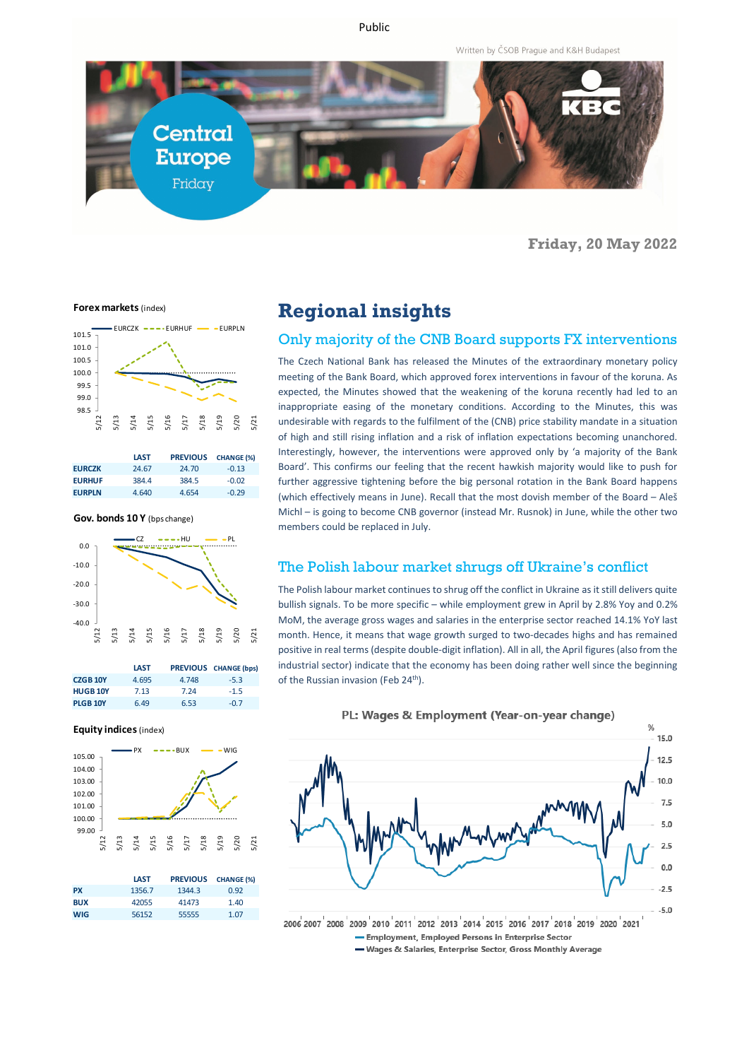Public

Written by ČSOB Prague and K&H Budapest

# Central Europe

Friday

**Friday, 20 May 2022**

**Forex markets** (index)

| | LAST | PREVIOUS | CHANGE (%) |
|---|---|---|---|
| **EURCZK** | 24.67 | 24.70 | -0.13 |
| **EURHUF** | 384.4 | 384.5 | -0.02 |
| **EURPLN** | 4.640 | 4.654 | -0.29 |

**Gov. bonds 10 Y** (bps change)

| | LAST | PREVIOUS | CHANGE (bps) |
|---|---|---|---|
| **CZGB 10Y** | 4.695 | 4.748 | -5.3 |
| **HUGB 10Y** | 7.13 | 7.24 | -1.5 |
| **PLGB 10Y** | 6.49 | 6.53 | -0.7 |

**Equity indices** (index)

| | LAST | PREVIOUS | CHANGE (%) |
|---|---|---|---|
| **PX** | 1356.7 | 1344.3 | 0.92 |
| **BUX** | 42055 | 41473 | 1.40 |
| **WIG** | 56152 | 55555 | 1.07 |

# Regional insights

## Only majority of the CNB Board supports FX interventions

The Czech National Bank has released the Minutes of the extraordinary monetary policy meeting of the Bank Board, which approved forex interventions in favour of the koruna. As expected, the Minutes showed that the weakening of the koruna recently had led to an inappropriate easing of the monetary conditions. According to the Minutes, this was undesirable with regards to the fulfilment of the (CNB) price stability mandate in a situation of high and still rising inflation and a risk of inflation expectations becoming unanchored. Interestingly, however, the interventions were approved only by 'a majority of the Bank Board'. This confirms our feeling that the recent hawkish majority would like to push for further aggressive tightening before the big personal rotation in the Bank Board happens (which effectively means in June). Recall that the most dovish member of the Board – Aleš Michl – is going to become CNB governor (instead Mr. Rusnok) in June, while the other two members could be replaced in July.

## The Polish labour market shrugs off Ukraine's conflict

The Polish labour market continues to shrug off the conflict in Ukraine as it still delivers quite bullish signals. To be more specific – while employment grew in April by 2.8% Yoy and 0.2% MoM, the average gross wages and salaries in the enterprise sector reached 14.1% YoY last month. Hence, it means that wage growth surged to two-decades highs and has remained positive in real terms (despite double-digit inflation). All in all, the April figures (also from the industrial sector) indicate that the economy has been doing rather well since the beginning of the Russian invasion (Feb 24th).

PL: Wages & Employment (Year-on-year change)

Employment, Employed Persons in Enterprise Sector
Wages & Salaries, Enterprise Sector, Gross Monthly Average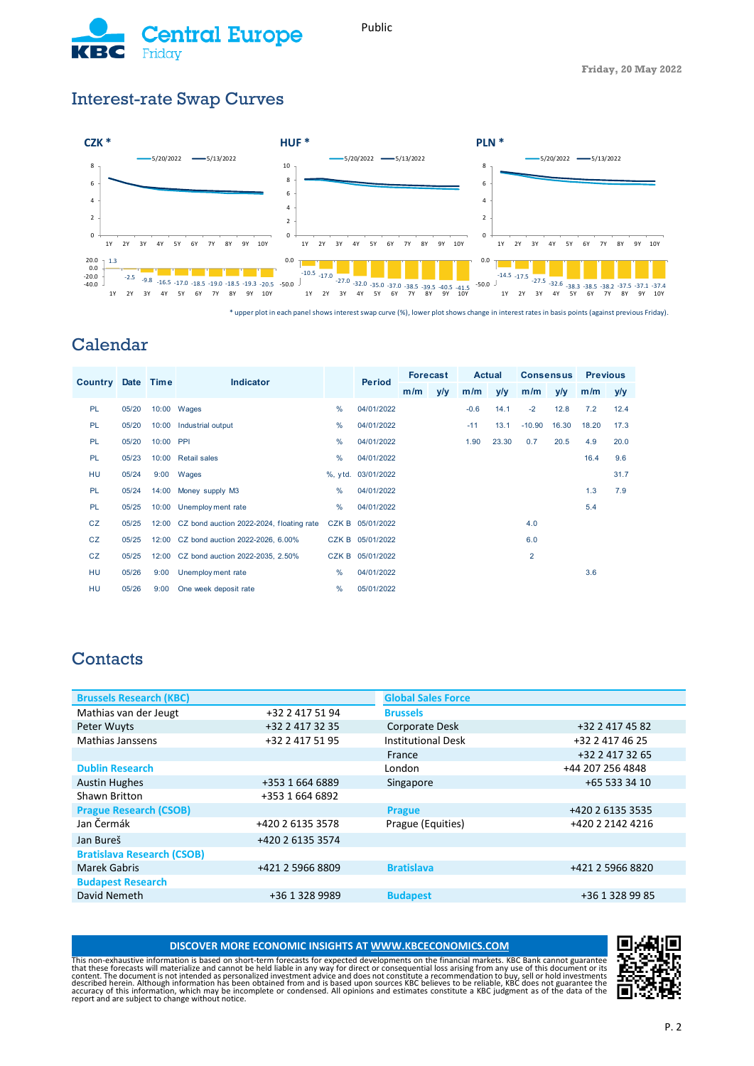"Public"

## Interest-rate Swap Curves

**CZK \***

5/20/2022 5/13/2022

8
6
4
2
0

1Y 2Y 3Y 4Y 5Y 6Y 7Y 8Y 9Y 10Y

20.0
0.0
-20.0
-40.0

1.3 -2.5 -9.8 -16.5 -17.0 -18.5 -19.0 -18.5 -19.3 -20.5

1Y 2Y 3Y 4Y 5Y 6Y 7Y 8Y 9Y 10Y

**HUF \***

5/20/2022 5/13/2022

10
8
6
4
2
0

1Y 2Y 3Y 4Y 5Y 6Y 7Y 8Y 9Y 10Y

0.0
-50.0

-10.5 -17.0 -27.0 -32.0 -35.0 -37.0 -38.5 -39.5 -40.5 -41.5

1Y 2Y 3Y 4Y 5Y 6Y 7Y 8Y 9Y 10Y

**PLN \***

5/20/2022 5/13/2022

8
6
4
2
0

1Y 2Y 3Y 4Y 5Y 6Y 7Y 8Y 9Y 10Y

0.0
-50.0

-14.5 -17.5 -27.5 -32.6 -38.3 -38.5 -38.2 -37.5 -37.1 -37.4

1Y 2Y 3Y 4Y 5Y 6Y 7Y 8Y 9Y 10Y

\* upper plot in each panel shows interest swap curve (%), lower plot shows change in interest rates in basis points (against previous Friday).

## Calendar

| Country | Date | Time | Indicator | | Period | Forecast | | Actual | | Consensus | | Previous | |
|---|---|---|---|---|---|---|---|---|---|---|---|---|---|
| | | | | | | m/m | y/y | m/m | y/y | m/m | y/y | m/m | y/y |
| PL | 05/20 | 10:00 | Wages | % | 04/01/2022 | | | -0.6 | 14.1 | -2 | 12.8 | 7.2 | 12.4 |
| PL | 05/20 | 10:00 | Industrial output | % | 04/01/2022 | | | -11 | 13.1 | -10.90 | 16.30 | 18.20 | 17.3 |
| PL | 05/20 | 10:00 | PPI | % | 04/01/2022 | | | 1.90 | 23.30 | 0.7 | 20.5 | 4.9 | 20.0 |
| PL | 05/23 | 10:00 | Retail sales | % | 04/01/2022 | | | | | | | 16.4 | 9.6 |
| HU | 05/24 | 9:00 | Wages | %, ytd. | 03/01/2022 | | | | | | | | 31.7 |
| PL | 05/24 | 14:00 | Money supply M3 | % | 04/01/2022 | | | | | | | 1.3 | 7.9 |
| PL | 05/25 | 10:00 | Unemployment rate | % | 04/01/2022 | | | | | | | 5.4 | |
| CZ | 05/25 | 12:00 | CZ bond auction 2022-2024, floating rate | CZK B | 05/01/2022 | | | | | 4.0 | | | |
| CZ | 05/25 | 12:00 | CZ bond auction 2022-2026, 6.00% | CZK B | 05/01/2022 | | | | | 6.0 | | | |
| CZ | 05/25 | 12:00 | CZ bond auction 2022-2035, 2.50% | CZK B | 05/01/2022 | | | | | 2 | | | |
| HU | 05/26 | 9:00 | Unemployment rate | % | 04/01/2022 | | | | | | | 3.6 | |
| HU | 05/26 | 9:00 | One week deposit rate | % | 05/01/2022 | | | | | | | | |

## Contacts

| Brussels Research (KBC) | | Global Sales Force | |
|---|---|---|---|
| Mathias van der Jeugt | +32 2 417 51 94 | **Brussels** | |
| Peter Wuyts | +32 2 417 32 35 | Corporate Desk | +32 2 417 45 82 |
| Mathias Janssens | +32 2 417 51 95 | Institutional Desk | +32 2 417 46 25 |
| | | France | +32 2 417 32 65 |
| **Dublin Research** | | London | +44 207 256 4848 |
| Austin Hughes | +353 1 664 6889 | Singapore | +65 533 34 10 |
| Shawn Britton | +353 1 664 6892 | | |
| **Prague Research (CSOB)** | | **Prague** | +420 2 6135 3535 |
| Jan Čermák | +420 2 6135 3578 | Prague (Equities) | +420 2 2142 4216 |
| Jan Bureš | +420 2 6135 3574 | | |
| **Bratislava Research (CSOB)** | | | |
| Marek Gabris | +421 2 5966 8809 | **Bratislava** | +421 2 5966 8820 |
| **Budapest Research** | | | |
| David Nemeth | +36 1 328 9989 | **Budapest** | +36 1 328 99 85 |

**DISCOVER MORE ECONOMIC INSIGHTS AT WWW.KBCECONOMICS.COM**

This non-exhaustive information is based on short-term forecasts for expected developments on the financial markets. KBC Bank cannot guarantee that these forecasts will materialize and cannot be held liable in any way for direct or consequential loss arising from any use of this document or its content. The document is not intended as personalized investment advice and does not constitute a recommendation to buy, sell or hold investments described herein. Although information has been obtained from and is based upon sources KBC believes to be reliable, KBC does not guarantee the accuracy of this information, which may be incomplete or condensed. All opinions and estimates constitute a KBC judgment as of the data of the report and are subject to change without notice.